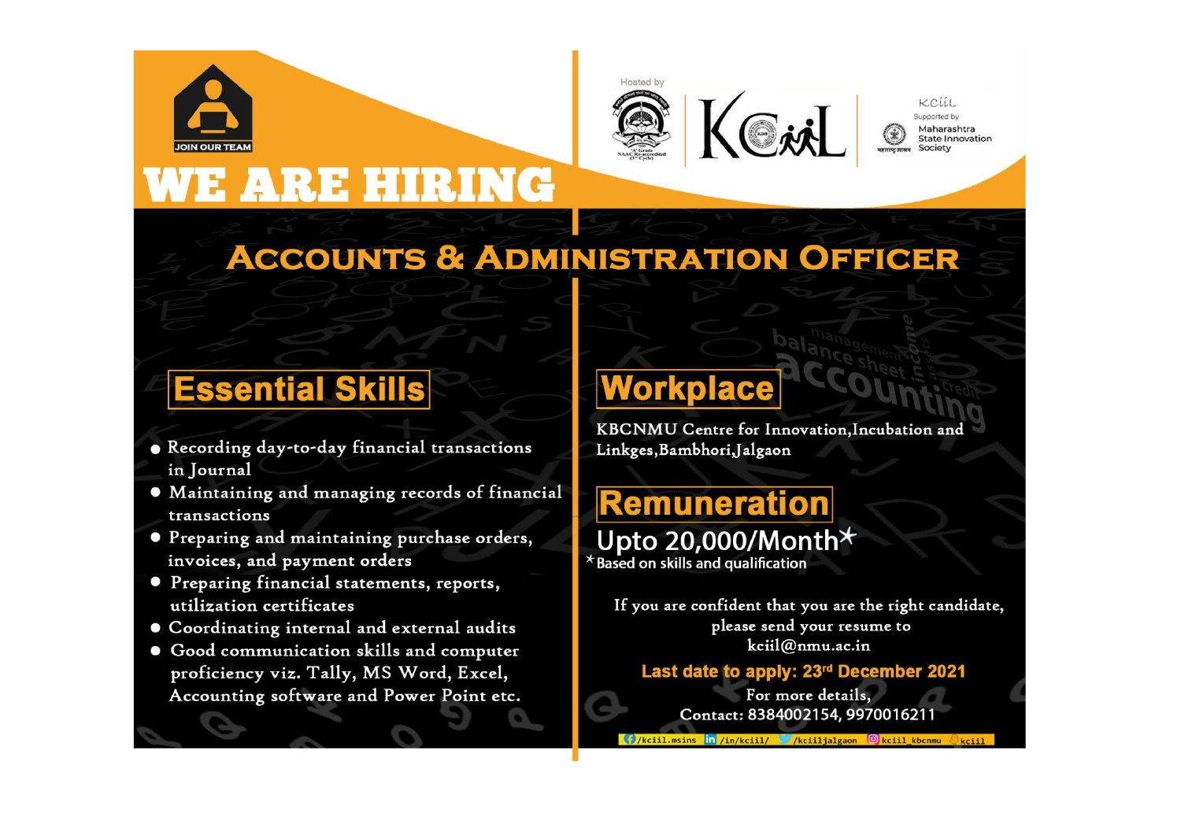JOIN OUR TEAM

# WE ARE HIRING

Hosted by

KCiiL

KCiiL Supported by Maharashtra State Innovation Society

## ACCOUNTS & ADMINISTRATION OFFICER

### Essential Skills

- Recording day-to-day financial transactions in Journal
- Maintaining and managing records of financial transactions
- Preparing and maintaining purchase orders, invoices, and payment orders
- Preparing financial statements, reports, utilization certificates
- Coordinating internal and external audits
- Good communication skills and computer proficiency viz. Tally, MS Word, Excel, Accounting software and Power Point etc.

### Workplace

KBCNMU Centre for Innovation,Incubation and Linkges,Bambhori,Jalgaon

### Remuneration

Upto 20,000/Month*

*Based on skills and qualification

If you are confident that you are the right candidate, please send your resume to kciil@nmu.ac.in

**Last date to apply: 23rd December 2021**

For more details,
Contact: 8384002154, 9970016211

/kciil.msins /in/kciil/ /kciiljalgaon kciil_kbcnmu kciil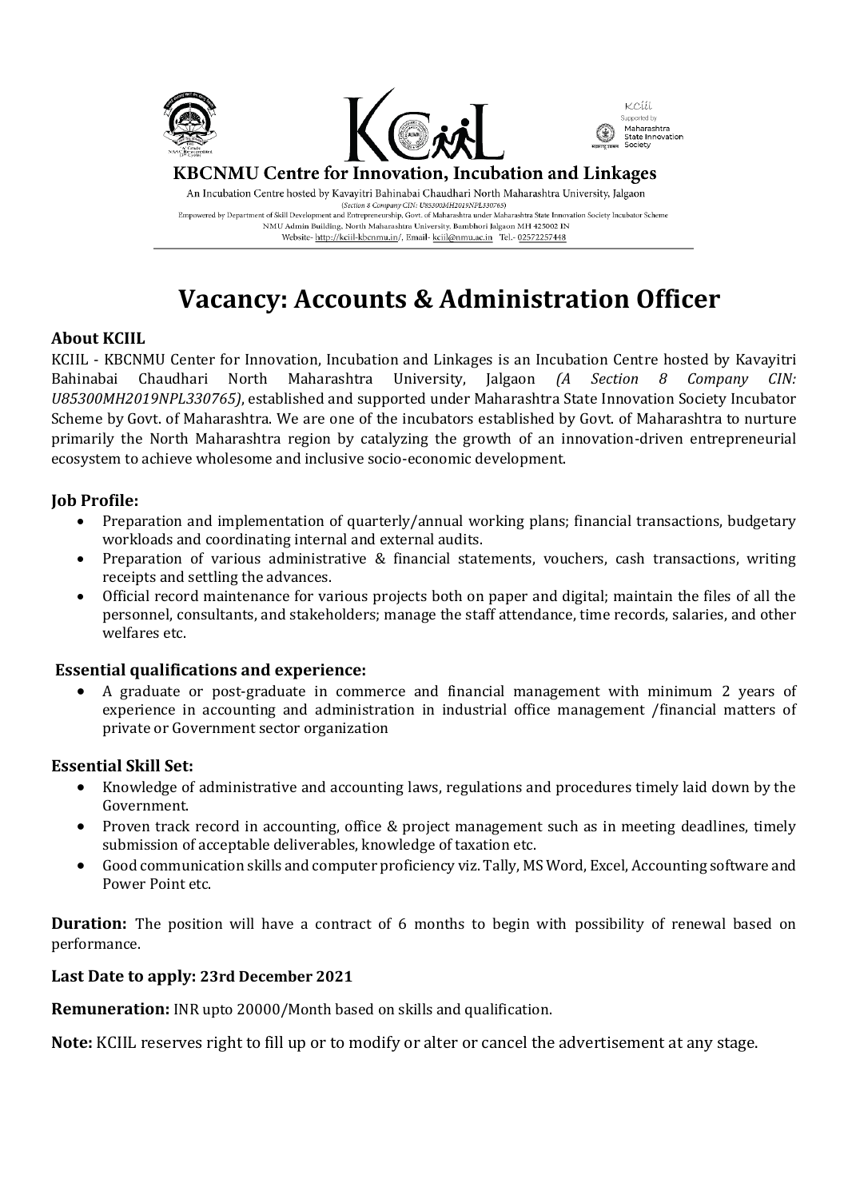**KBCNMU Centre for Innovation, Incubation and Linkages**

An Incubation Centre hosted by Kavayitri Bahinabai Chaudhari North Maharashtra University, Jalgaon
(Section 8 Company CIN: U85300MH2019NPL330765)
Empowered by Department of Skill Development and Entrepreneurship, Govt. of Maharashtra under Maharashtra State Innovation Society Incubator Scheme
NMU Admin Building, North Maharashtra University, Bambhori Jalgaon MH 425002 IN
Website- http://kciil-kbcnmu.in/, Email- kciil@nmu.ac.in Tel.- 02572257448

# Vacancy: Accounts & Administration Officer

### About KCIIL

KCIIL - KBCNMU Center for Innovation, Incubation and Linkages is an Incubation Centre hosted by Kavayitri Bahinabai Chaudhari North Maharashtra University, Jalgaon *(A Section 8 Company CIN: U85300MH2019NPL330765)*, established and supported under Maharashtra State Innovation Society Incubator Scheme by Govt. of Maharashtra. We are one of the incubators established by Govt. of Maharashtra to nurture primarily the North Maharashtra region by catalyzing the growth of an innovation-driven entrepreneurial ecosystem to achieve wholesome and inclusive socio-economic development.

### Job Profile:

- Preparation and implementation of quarterly/annual working plans; financial transactions, budgetary workloads and coordinating internal and external audits.
- Preparation of various administrative & financial statements, vouchers, cash transactions, writing receipts and settling the advances.
- Official record maintenance for various projects both on paper and digital; maintain the files of all the personnel, consultants, and stakeholders; manage the staff attendance, time records, salaries, and other welfares etc.

### Essential qualifications and experience:

- A graduate or post-graduate in commerce and financial management with minimum 2 years of experience in accounting and administration in industrial office management /financial matters of private or Government sector organization

### Essential Skill Set:

- Knowledge of administrative and accounting laws, regulations and procedures timely laid down by the Government.
- Proven track record in accounting, office & project management such as in meeting deadlines, timely submission of acceptable deliverables, knowledge of taxation etc.
- Good communication skills and computer proficiency viz. Tally, MS Word, Excel, Accounting software and Power Point etc.

**Duration:** The position will have a contract of 6 months to begin with possibility of renewal based on performance.

**Last Date to apply: 23rd December 2021**

**Remuneration:** INR upto 20000/Month based on skills and qualification.

**Note:** KCIIL reserves right to fill up or to modify or alter or cancel the advertisement at any stage.